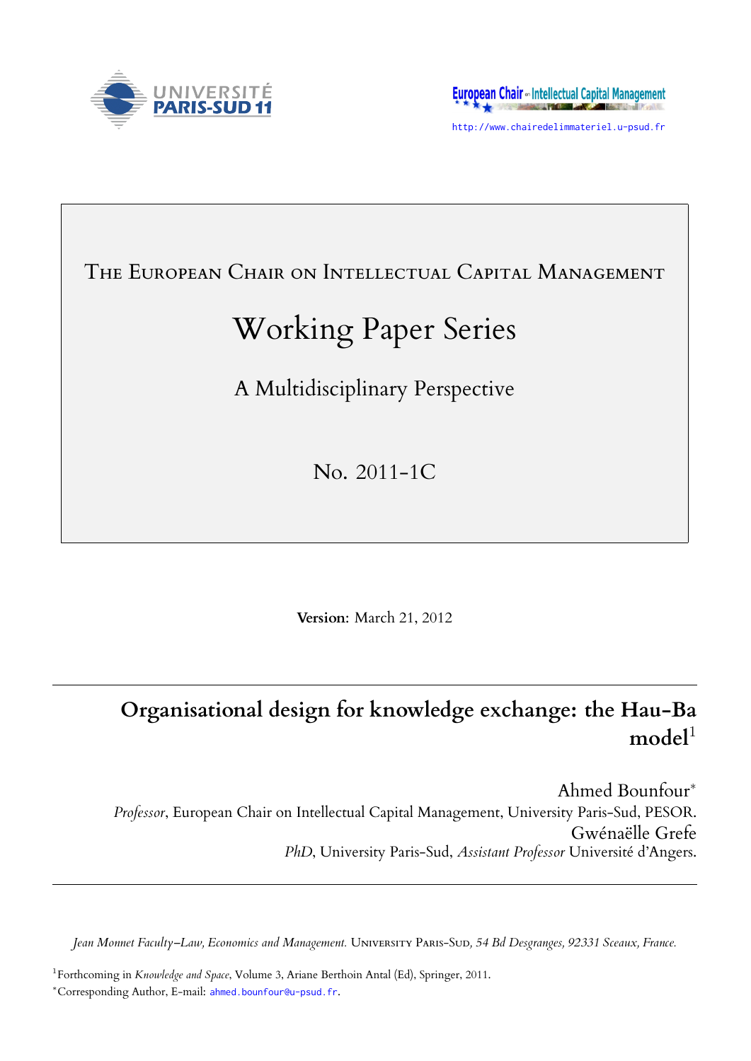UNIVERSITÉ PARIS-SUD 11

European Chair on Intellectual Capital Management

http://www.chairedelimmateriel.u-psud.fr

THE EUROPEAN CHAIR ON INTELLECTUAL CAPITAL MANAGEMENT

# Working Paper Series

A Multidisciplinary Perspective

No. 2011-1C

**Version**: March 21, 2012

---

# Organisational design for knowledge exchange: the Hau-Ba model[1]

Ahmed Bounfour[*]
*Professor*, European Chair on Intellectual Capital Management, University Paris-Sud, PESOR.

Gwénaëlle Grefe
*PhD*, University Paris-Sud, *Assistant Professor* Université d'Angers.

---

*Jean Monnet Faculty–Law, Economics and Management.* UNIVERSITY PARIS-SUD*, 54 Bd Desgranges, 92331 Sceaux, France.*

[1]Forthcoming in *Knowledge and Space*, Volume 3, Ariane Berthoin Antal (Ed), Springer, 2011.

[*]Corresponding Author, E-mail: ahmed.bounfour@u-psud.fr.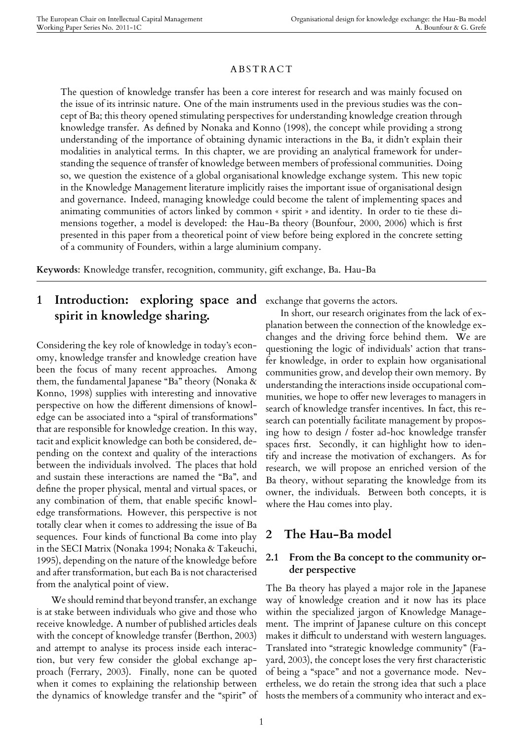## ABSTRACT

The question of knowledge transfer has been a core interest for research and was mainly focused on the issue of its intrinsic nature. One of the main instruments used in the previous studies was the concept of Ba; this theory opened stimulating perspectives for understanding knowledge creation through knowledge transfer. As defined by Nonaka and Konno (1998), the concept while providing a strong understanding of the importance of obtaining dynamic interactions in the Ba, it didn't explain their modalities in analytical terms. In this chapter, we are providing an analytical framework for understanding the sequence of transfer of knowledge between members of professional communities. Doing so, we question the existence of a global organisational knowledge exchange system. This new topic in the Knowledge Management literature implicitly raises the important issue of organisational design and governance. Indeed, managing knowledge could become the talent of implementing spaces and animating communities of actors linked by common « spirit » and identity. In order to tie these dimensions together, a model is developed: the Hau-Ba theory (Bounfour, 2000, 2006) which is first presented in this paper from a theoretical point of view before being explored in the concrete setting of a community of Founders, within a large aluminium company.

**Keywords**: Knowledge transfer, recognition, community, gift exchange, Ba. Hau-Ba

# 1 Introduction: exploring space and spirit in knowledge sharing.

Considering the key role of knowledge in today's economy, knowledge transfer and knowledge creation have been the focus of many recent approaches. Among them, the fundamental Japanese "Ba" theory (Nonaka & Konno, 1998) supplies with interesting and innovative perspective on how the different dimensions of knowledge can be associated into a "spiral of transformations" that are responsible for knowledge creation. In this way, tacit and explicit knowledge can both be considered, depending on the context and quality of the interactions between the individuals involved. The places that hold and sustain these interactions are named the "Ba", and define the proper physical, mental and virtual spaces, or any combination of them, that enable specific knowledge transformations. However, this perspective is not totally clear when it comes to addressing the issue of Ba sequences. Four kinds of functional Ba come into play in the SECI Matrix (Nonaka 1994; Nonaka & Takeuchi, 1995), depending on the nature of the knowledge before and after transformation, but each Ba is not characterised from the analytical point of view.

We should remind that beyond transfer, an exchange is at stake between individuals who give and those who receive knowledge. A number of published articles deals with the concept of knowledge transfer (Berthon, 2003) and attempt to analyse its process inside each interaction, but very few consider the global exchange approach (Ferrary, 2003). Finally, none can be quoted when it comes to explaining the relationship between the dynamics of knowledge transfer and the "spirit" of exchange that governs the actors.

In short, our research originates from the lack of explanation between the connection of the knowledge exchanges and the driving force behind them. We are questioning the logic of individuals' action that transfer knowledge, in order to explain how organisational communities grow, and develop their own memory. By understanding the interactions inside occupational communities, we hope to offer new leverages to managers in search of knowledge transfer incentives. In fact, this research can potentially facilitate management by proposing how to design / foster ad-hoc knowledge transfer spaces first. Secondly, it can highlight how to identify and increase the motivation of exchangers. As for research, we will propose an enriched version of the Ba theory, without separating the knowledge from its owner, the individuals. Between both concepts, it is where the Hau comes into play.

# 2 The Hau-Ba model

## 2.1 From the Ba concept to the community order perspective

The Ba theory has played a major role in the Japanese way of knowledge creation and it now has its place within the specialized jargon of Knowledge Management. The imprint of Japanese culture on this concept makes it difficult to understand with western languages. Translated into "strategic knowledge community" (Fayard, 2003), the concept loses the very first characteristic of being a "space" and not a governance mode. Nevertheless, we do retain the strong idea that such a place hosts the members of a community who interact and ex-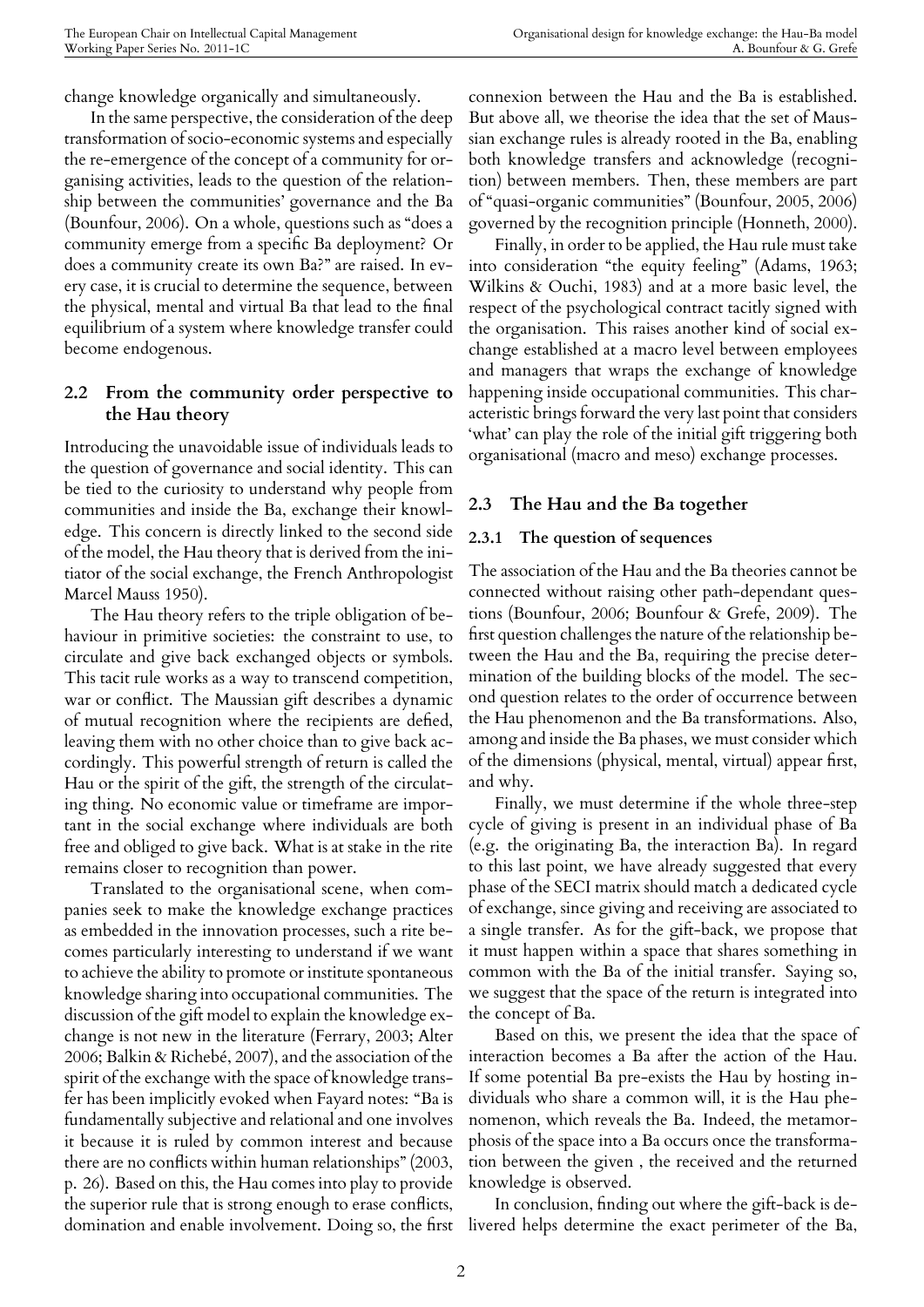change knowledge organically and simultaneously.

In the same perspective, the consideration of the deep transformation of socio-economic systems and especially the re-emergence of the concept of a community for organising activities, leads to the question of the relationship between the communities' governance and the Ba (Bounfour, 2006). On a whole, questions such as "does a community emerge from a specific Ba deployment? Or does a community create its own Ba?" are raised. In every case, it is crucial to determine the sequence, between the physical, mental and virtual Ba that lead to the final equilibrium of a system where knowledge transfer could become endogenous.

## 2.2 From the community order perspective to the Hau theory

Introducing the unavoidable issue of individuals leads to the question of governance and social identity. This can be tied to the curiosity to understand why people from communities and inside the Ba, exchange their knowledge. This concern is directly linked to the second side of the model, the Hau theory that is derived from the initiator of the social exchange, the French Anthropologist Marcel Mauss 1950).

The Hau theory refers to the triple obligation of behaviour in primitive societies: the constraint to use, to circulate and give back exchanged objects or symbols. This tacit rule works as a way to transcend competition, war or conflict. The Maussian gift describes a dynamic of mutual recognition where the recipients are defied, leaving them with no other choice than to give back accordingly. This powerful strength of return is called the Hau or the spirit of the gift, the strength of the circulating thing. No economic value or timeframe are important in the social exchange where individuals are both free and obliged to give back. What is at stake in the rite remains closer to recognition than power.

Translated to the organisational scene, when companies seek to make the knowledge exchange practices as embedded in the innovation processes, such a rite becomes particularly interesting to understand if we want to achieve the ability to promote or institute spontaneous knowledge sharing into occupational communities. The discussion of the gift model to explain the knowledge exchange is not new in the literature (Ferrary, 2003; Alter 2006; Balkin & Richebé, 2007), and the association of the spirit of the exchange with the space of knowledge transfer has been implicitly evoked when Fayard notes: "Ba is fundamentally subjective and relational and one involves it because it is ruled by common interest and because there are no conflicts within human relationships" (2003, p. 26). Based on this, the Hau comes into play to provide the superior rule that is strong enough to erase conflicts, domination and enable involvement. Doing so, the first connexion between the Hau and the Ba is established. But above all, we theorise the idea that the set of Maussian exchange rules is already rooted in the Ba, enabling both knowledge transfers and acknowledge (recognition) between members. Then, these members are part of "quasi-organic communities" (Bounfour, 2005, 2006) governed by the recognition principle (Honneth, 2000).

Finally, in order to be applied, the Hau rule must take into consideration "the equity feeling" (Adams, 1963; Wilkins & Ouchi, 1983) and at a more basic level, the respect of the psychological contract tacitly signed with the organisation. This raises another kind of social exchange established at a macro level between employees and managers that wraps the exchange of knowledge happening inside occupational communities. This characteristic brings forward the very last point that considers 'what' can play the role of the initial gift triggering both organisational (macro and meso) exchange processes.

## 2.3 The Hau and the Ba together

### 2.3.1 The question of sequences

The association of the Hau and the Ba theories cannot be connected without raising other path-dependant questions (Bounfour, 2006; Bounfour & Grefe, 2009). The first question challenges the nature of the relationship between the Hau and the Ba, requiring the precise determination of the building blocks of the model. The second question relates to the order of occurrence between the Hau phenomenon and the Ba transformations. Also, among and inside the Ba phases, we must consider which of the dimensions (physical, mental, virtual) appear first, and why.

Finally, we must determine if the whole three-step cycle of giving is present in an individual phase of Ba (e.g. the originating Ba, the interaction Ba). In regard to this last point, we have already suggested that every phase of the SECI matrix should match a dedicated cycle of exchange, since giving and receiving are associated to a single transfer. As for the gift-back, we propose that it must happen within a space that shares something in common with the Ba of the initial transfer. Saying so, we suggest that the space of the return is integrated into the concept of Ba.

Based on this, we present the idea that the space of interaction becomes a Ba after the action of the Hau. If some potential Ba pre-exists the Hau by hosting individuals who share a common will, it is the Hau phenomenon, which reveals the Ba. Indeed, the metamorphosis of the space into a Ba occurs once the transformation between the given , the received and the returned knowledge is observed.

In conclusion, finding out where the gift-back is delivered helps determine the exact perimeter of the Ba,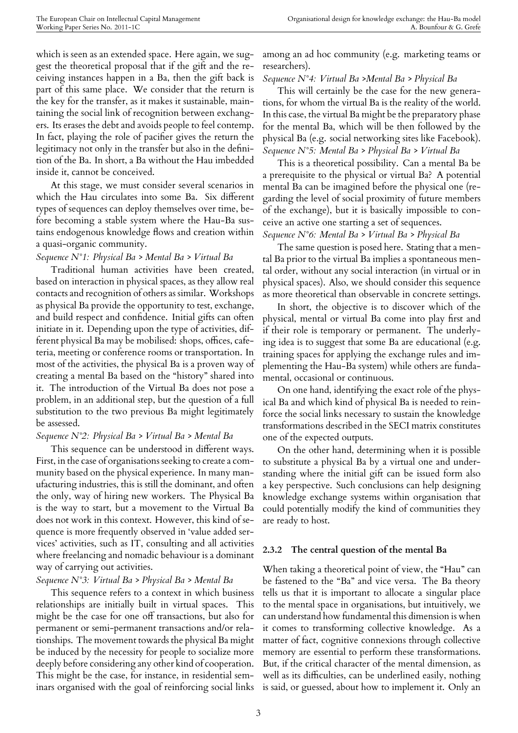which is seen as an extended space. Here again, we suggest the theoretical proposal that if the gift and the receiving instances happen in a Ba, then the gift back is part of this same place. We consider that the return is the key for the transfer, as it makes it sustainable, maintaining the social link of recognition between exchangers. Its erases the debt and avoids people to feel contemp. In fact, playing the role of pacifier gives the return the legitimacy not only in the transfer but also in the definition of the Ba. In short, a Ba without the Hau imbedded inside it, cannot be conceived.

At this stage, we must consider several scenarios in which the Hau circulates into some Ba. Six different types of sequences can deploy themselves over time, before becoming a stable system where the Hau-Ba sustains endogenous knowledge flows and creation within a quasi-organic community.

*Sequence N°1: Physical Ba > Mental Ba > Virtual Ba*

Traditional human activities have been created, based on interaction in physical spaces, as they allow real contacts and recognition of others as similar. Workshops as physical Ba provide the opportunity to test, exchange, and build respect and confidence. Initial gifts can often initiate in it. Depending upon the type of activities, different physical Ba may be mobilised: shops, offices, cafeteria, meeting or conference rooms or transportation. In most of the activities, the physical Ba is a proven way of creating a mental Ba based on the "history" shared into it. The introduction of the Virtual Ba does not pose a problem, in an additional step, but the question of a full substitution to the two previous Ba might legitimately be assessed.

*Sequence N°2: Physical Ba > Virtual Ba > Mental Ba*

This sequence can be understood in different ways. First, in the case of organisations seeking to create a community based on the physical experience. In many manufacturing industries, this is still the dominant, and often the only, way of hiring new workers. The Physical Ba is the way to start, but a movement to the Virtual Ba does not work in this context. However, this kind of sequence is more frequently observed in 'value added services' activities, such as IT, consulting and all activities where freelancing and nomadic behaviour is a dominant way of carrying out activities.

*Sequence N°3: Virtual Ba > Physical Ba > Mental Ba*

This sequence refers to a context in which business relationships are initially built in virtual spaces. This might be the case for one off transactions, but also for permanent or semi-permanent transactions and/or relationships. The movement towards the physical Ba might be induced by the necessity for people to socialize more deeply before considering any other kind of cooperation. This might be the case, for instance, in residential seminars organised with the goal of reinforcing social links among an ad hoc community (e.g. marketing teams or researchers).

*Sequence N°4: Virtual Ba >Mental Ba > Physical Ba*

This will certainly be the case for the new generations, for whom the virtual Ba is the reality of the world. In this case, the virtual Ba might be the preparatory phase for the mental Ba, which will be then followed by the physical Ba (e.g. social networking sites like Facebook).

*Sequence N°5: Mental Ba > Physical Ba > Virtual Ba*

This is a theoretical possibility. Can a mental Ba be a prerequisite to the physical or virtual Ba? A potential mental Ba can be imagined before the physical one (regarding the level of social proximity of future members of the exchange), but it is basically impossible to conceive an active one starting a set of sequences.

*Sequence N°6: Mental Ba > Virtual Ba > Physical Ba*

The same question is posed here. Stating that a mental Ba prior to the virtual Ba implies a spontaneous mental order, without any social interaction (in virtual or in physical spaces). Also, we should consider this sequence as more theoretical than observable in concrete settings.

In short, the objective is to discover which of the physical, mental or virtual Ba come into play first and if their role is temporary or permanent. The underlying idea is to suggest that some Ba are educational (e.g. training spaces for applying the exchange rules and implementing the Hau-Ba system) while others are fundamental, occasional or continuous.

On one hand, identifying the exact role of the physical Ba and which kind of physical Ba is needed to reinforce the social links necessary to sustain the knowledge transformations described in the SECI matrix constitutes one of the expected outputs.

On the other hand, determining when it is possible to substitute a physical Ba by a virtual one and understanding where the initial gift can be issued form also a key perspective. Such conclusions can help designing knowledge exchange systems within organisation that could potentially modify the kind of communities they are ready to host.

### 2.3.2 The central question of the mental Ba

When taking a theoretical point of view, the "Hau" can be fastened to the "Ba" and vice versa. The Ba theory tells us that it is important to allocate a singular place to the mental space in organisations, but intuitively, we can understand how fundamental this dimension is when it comes to transforming collective knowledge. As a matter of fact, cognitive connexions through collective memory are essential to perform these transformations. But, if the critical character of the mental dimension, as well as its difficulties, can be underlined easily, nothing is said, or guessed, about how to implement it. Only an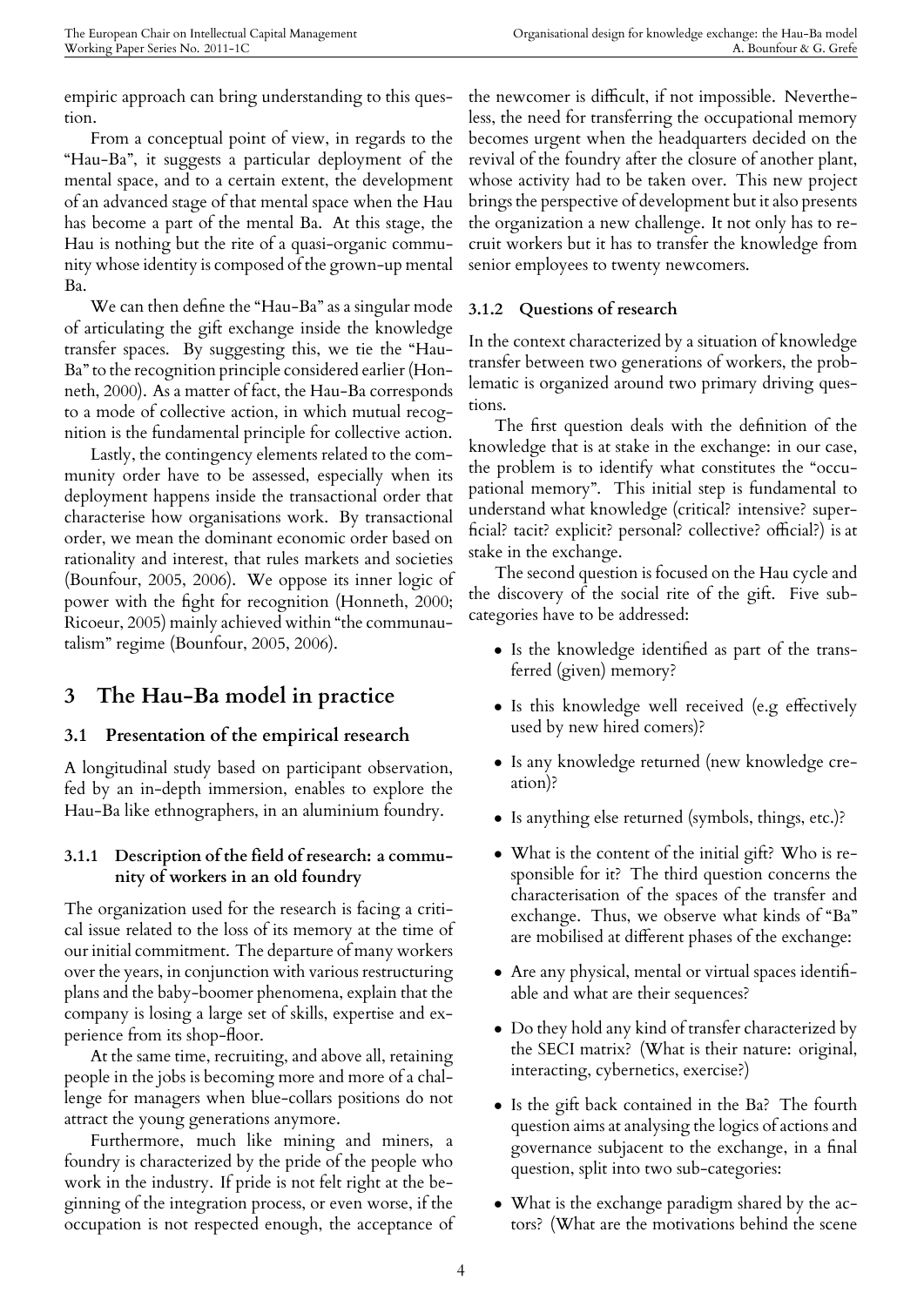empiric approach can bring understanding to this question.

From a conceptual point of view, in regards to the "Hau-Ba", it suggests a particular deployment of the mental space, and to a certain extent, the development of an advanced stage of that mental space when the Hau has become a part of the mental Ba. At this stage, the Hau is nothing but the rite of a quasi-organic community whose identity is composed of the grown-up mental Ba.

We can then define the "Hau-Ba" as a singular mode of articulating the gift exchange inside the knowledge transfer spaces. By suggesting this, we tie the "Hau-Ba" to the recognition principle considered earlier (Honneth, 2000). As a matter of fact, the Hau-Ba corresponds to a mode of collective action, in which mutual recognition is the fundamental principle for collective action.

Lastly, the contingency elements related to the community order have to be assessed, especially when its deployment happens inside the transactional order that characterise how organisations work. By transactional order, we mean the dominant economic order based on rationality and interest, that rules markets and societies (Bounfour, 2005, 2006). We oppose its inner logic of power with the fight for recognition (Honneth, 2000; Ricoeur, 2005) mainly achieved within "the communautalism" regime (Bounfour, 2005, 2006).

# 3 The Hau-Ba model in practice

## 3.1 Presentation of the empirical research

A longitudinal study based on participant observation, fed by an in-depth immersion, enables to explore the Hau-Ba like ethnographers, in an aluminium foundry.

### 3.1.1 Description of the field of research: a community of workers in an old foundry

The organization used for the research is facing a critical issue related to the loss of its memory at the time of our initial commitment. The departure of many workers over the years, in conjunction with various restructuring plans and the baby-boomer phenomena, explain that the company is losing a large set of skills, expertise and experience from its shop-floor.

At the same time, recruiting, and above all, retaining people in the jobs is becoming more and more of a challenge for managers when blue-collars positions do not attract the young generations anymore.

Furthermore, much like mining and miners, a foundry is characterized by the pride of the people who work in the industry. If pride is not felt right at the beginning of the integration process, or even worse, if the occupation is not respected enough, the acceptance of the newcomer is difficult, if not impossible. Nevertheless, the need for transferring the occupational memory becomes urgent when the headquarters decided on the revival of the foundry after the closure of another plant, whose activity had to be taken over. This new project brings the perspective of development but it also presents the organization a new challenge. It not only has to recruit workers but it has to transfer the knowledge from senior employees to twenty newcomers.

### 3.1.2 Questions of research

In the context characterized by a situation of knowledge transfer between two generations of workers, the problematic is organized around two primary driving questions.

The first question deals with the definition of the knowledge that is at stake in the exchange: in our case, the problem is to identify what constitutes the "occupational memory". This initial step is fundamental to understand what knowledge (critical? intensive? superficial? tacit? explicit? personal? collective? official?) is at stake in the exchange.

The second question is focused on the Hau cycle and the discovery of the social rite of the gift. Five subcategories have to be addressed:

- Is the knowledge identified as part of the transferred (given) memory?
- Is this knowledge well received (e.g effectively used by new hired comers)?
- Is any knowledge returned (new knowledge creation)?
- Is anything else returned (symbols, things, etc.)?
- What is the content of the initial gift? Who is responsible for it? The third question concerns the characterisation of the spaces of the transfer and exchange. Thus, we observe what kinds of "Ba" are mobilised at different phases of the exchange:
- Are any physical, mental or virtual spaces identifiable and what are their sequences?
- Do they hold any kind of transfer characterized by the SECI matrix? (What is their nature: original, interacting, cybernetics, exercise?)
- Is the gift back contained in the Ba? The fourth question aims at analysing the logics of actions and governance subjacent to the exchange, in a final question, split into two sub-categories:
- What is the exchange paradigm shared by the actors? (What are the motivations behind the scene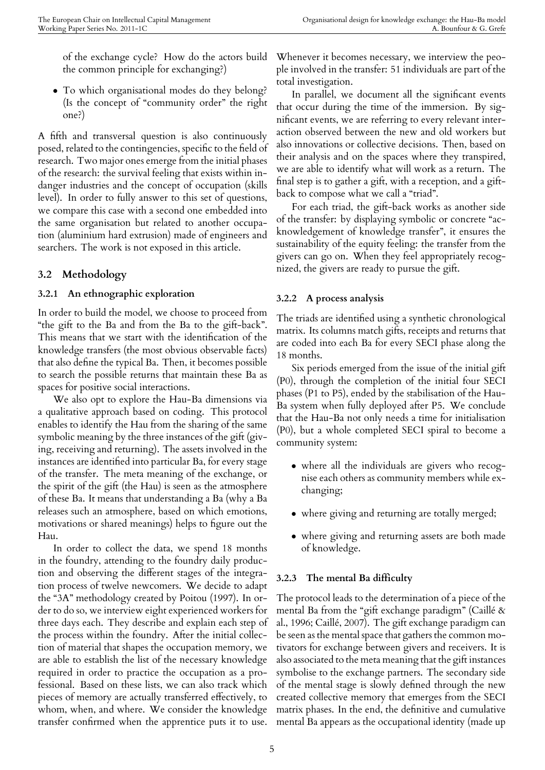of the exchange cycle? How do the actors build the common principle for exchanging?)

- To which organisational modes do they belong? (Is the concept of "community order" the right one?)

A fifth and transversal question is also continuously posed, related to the contingencies, specific to the field of research. Two major ones emerge from the initial phases of the research: the survival feeling that exists within in-danger industries and the concept of occupation (skills level). In order to fully answer to this set of questions, we compare this case with a second one embedded into the same organisation but related to another occupation (aluminium hard extrusion) made of engineers and searchers. The work is not exposed in this article.

## 3.2 Methodology

### 3.2.1 An ethnographic exploration

In order to build the model, we choose to proceed from "the gift to the Ba and from the Ba to the gift-back". This means that we start with the identification of the knowledge transfers (the most obvious observable facts) that also define the typical Ba. Then, it becomes possible to search the possible returns that maintain these Ba as spaces for positive social interactions.

We also opt to explore the Hau-Ba dimensions via a qualitative approach based on coding. This protocol enables to identify the Hau from the sharing of the same symbolic meaning by the three instances of the gift (giving, receiving and returning). The assets involved in the instances are identified into particular Ba, for every stage of the transfer. The meta meaning of the exchange, or the spirit of the gift (the Hau) is seen as the atmosphere of these Ba. It means that understanding a Ba (why a Ba releases such an atmosphere, based on which emotions, motivations or shared meanings) helps to figure out the Hau.

In order to collect the data, we spend 18 months in the foundry, attending to the foundry daily production and observing the different stages of the integration process of twelve newcomers. We decide to adapt the "3A" methodology created by Poitou (1997). In order to do so, we interview eight experienced workers for three days each. They describe and explain each step of the process within the foundry. After the initial collection of material that shapes the occupation memory, we are able to establish the list of the necessary knowledge required in order to practice the occupation as a professional. Based on these lists, we can also track which pieces of memory are actually transferred effectively, to whom, when, and where. We consider the knowledge transfer confirmed when the apprentice puts it to use. Whenever it becomes necessary, we interview the people involved in the transfer: 51 individuals are part of the total investigation.

In parallel, we document all the significant events that occur during the time of the immersion. By significant events, we are referring to every relevant interaction observed between the new and old workers but also innovations or collective decisions. Then, based on their analysis and on the spaces where they transpired, we are able to identify what will work as a return. The final step is to gather a gift, with a reception, and a gift-back to compose what we call a "triad".

For each triad, the gift-back works as another side of the transfer: by displaying symbolic or concrete "acknowledgement of knowledge transfer", it ensures the sustainability of the equity feeling: the transfer from the givers can go on. When they feel appropriately recognized, the givers are ready to pursue the gift.

### 3.2.2 A process analysis

The triads are identified using a synthetic chronological matrix. Its columns match gifts, receipts and returns that are coded into each Ba for every SECI phase along the 18 months.

Six periods emerged from the issue of the initial gift (P0), through the completion of the initial four SECI phases (P1 to P5), ended by the stabilisation of the Hau-Ba system when fully deployed after P5. We conclude that the Hau-Ba not only needs a time for initialisation (P0), but a whole completed SECI spiral to become a community system:

- where all the individuals are givers who recognise each others as community members while exchanging;
- where giving and returning are totally merged;
- where giving and returning assets are both made of knowledge.

### 3.2.3 The mental Ba difficulty

The protocol leads to the determination of a piece of the mental Ba from the "gift exchange paradigm" (Caillé & al., 1996; Caillé, 2007). The gift exchange paradigm can be seen as the mental space that gathers the common motivators for exchange between givers and receivers. It is also associated to the meta meaning that the gift instances symbolise to the exchange partners. The secondary side of the mental stage is slowly defined through the new created collective memory that emerges from the SECI matrix phases. In the end, the definitive and cumulative mental Ba appears as the occupational identity (made up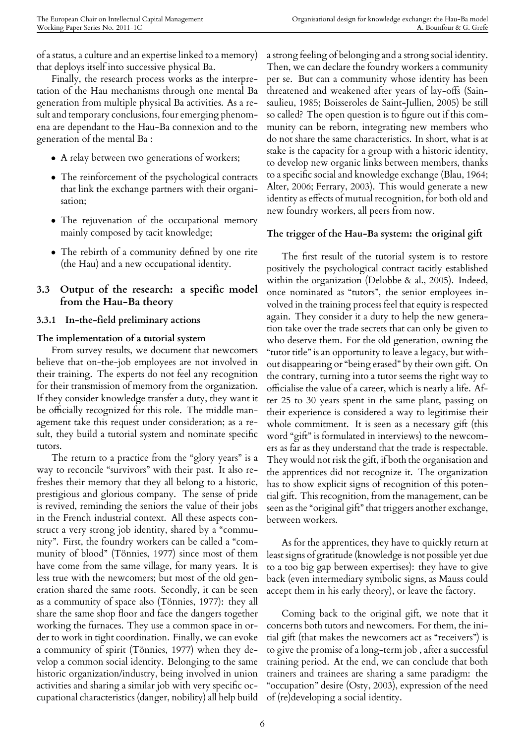of a status, a culture and an expertise linked to a memory) that deploys itself into successive physical Ba.

Finally, the research process works as the interpretation of the Hau mechanisms through one mental Ba generation from multiple physical Ba activities. As a result and temporary conclusions, four emerging phenomena are dependant to the Hau-Ba connexion and to the generation of the mental Ba :

- A relay between two generations of workers;
- The reinforcement of the psychological contracts that link the exchange partners with their organisation;
- The rejuvenation of the occupational memory mainly composed by tacit knowledge;
- The rebirth of a community defined by one rite (the Hau) and a new occupational identity.

## 3.3 Output of the research: a specific model from the Hau-Ba theory

### 3.3.1 In-the-field preliminary actions

**The implementation of a tutorial system**

From survey results, we document that newcomers believe that on-the-job employees are not involved in their training. The experts do not feel any recognition for their transmission of memory from the organization. If they consider knowledge transfer a duty, they want it be officially recognized for this role. The middle management take this request under consideration; as a result, they build a tutorial system and nominate specific tutors.

The return to a practice from the "glory years" is a way to reconcile "survivors" with their past. It also refreshes their memory that they all belong to a historic, prestigious and glorious company. The sense of pride is revived, reminding the seniors the value of their jobs in the French industrial context. All these aspects construct a very strong job identity, shared by a "community". First, the foundry workers can be called a "community of blood" (Tönnies, 1977) since most of them have come from the same village, for many years. It is less true with the newcomers; but most of the old generation shared the same roots. Secondly, it can be seen as a community of space also (Tönnies, 1977): they all share the same shop floor and face the dangers together working the furnaces. They use a common space in order to work in tight coordination. Finally, we can evoke a community of spirit (Tönnies, 1977) when they develop a common social identity. Belonging to the same historic organization/industry, being involved in union activities and sharing a similar job with very specific occupational characteristics (danger, nobility) all help build a strong feeling of belonging and a strong social identity. Then, we can declare the foundry workers a community per se. But can a community whose identity has been threatened and weakened after years of lay-offs (Sainsaulieu, 1985; Boisseroles de Saint-Jullien, 2005) be still so called? The open question is to figure out if this community can be reborn, integrating new members who do not share the same characteristics. In short, what is at stake is the capacity for a group with a historic identity, to develop new organic links between members, thanks to a specific social and knowledge exchange (Blau, 1964; Alter, 2006; Ferrary, 2003). This would generate a new identity as effects of mutual recognition, for both old and new foundry workers, all peers from now.

**The trigger of the Hau-Ba system: the original gift**

The first result of the tutorial system is to restore positively the psychological contract tacitly established within the organization (Delobbe & al., 2005). Indeed, once nominated as "tutors", the senior employees involved in the training process feel that equity is respected again. They consider it a duty to help the new generation take over the trade secrets that can only be given to who deserve them. For the old generation, owning the "tutor title" is an opportunity to leave a legacy, but without disappearing or "being erased" by their own gift. On the contrary, turning into a tutor seems the right way to officialise the value of a career, which is nearly a life. After 25 to 30 years spent in the same plant, passing on their experience is considered a way to legitimise their whole commitment. It is seen as a necessary gift (this word "gift" is formulated in interviews) to the newcomers as far as they understand that the trade is respectable. They would not risk the gift, if both the organisation and the apprentices did not recognize it. The organization has to show explicit signs of recognition of this potential gift. This recognition, from the management, can be seen as the "original gift" that triggers another exchange, between workers.

As for the apprentices, they have to quickly return at least signs of gratitude (knowledge is not possible yet due to a too big gap between expertises): they have to give back (even intermediary symbolic signs, as Mauss could accept them in his early theory), or leave the factory.

Coming back to the original gift, we note that it concerns both tutors and newcomers. For them, the initial gift (that makes the newcomers act as "receivers") is to give the promise of a long-term job , after a successful training period. At the end, we can conclude that both trainers and trainees are sharing a same paradigm: the "occupation" desire (Osty, 2003), expression of the need of (re)developing a social identity.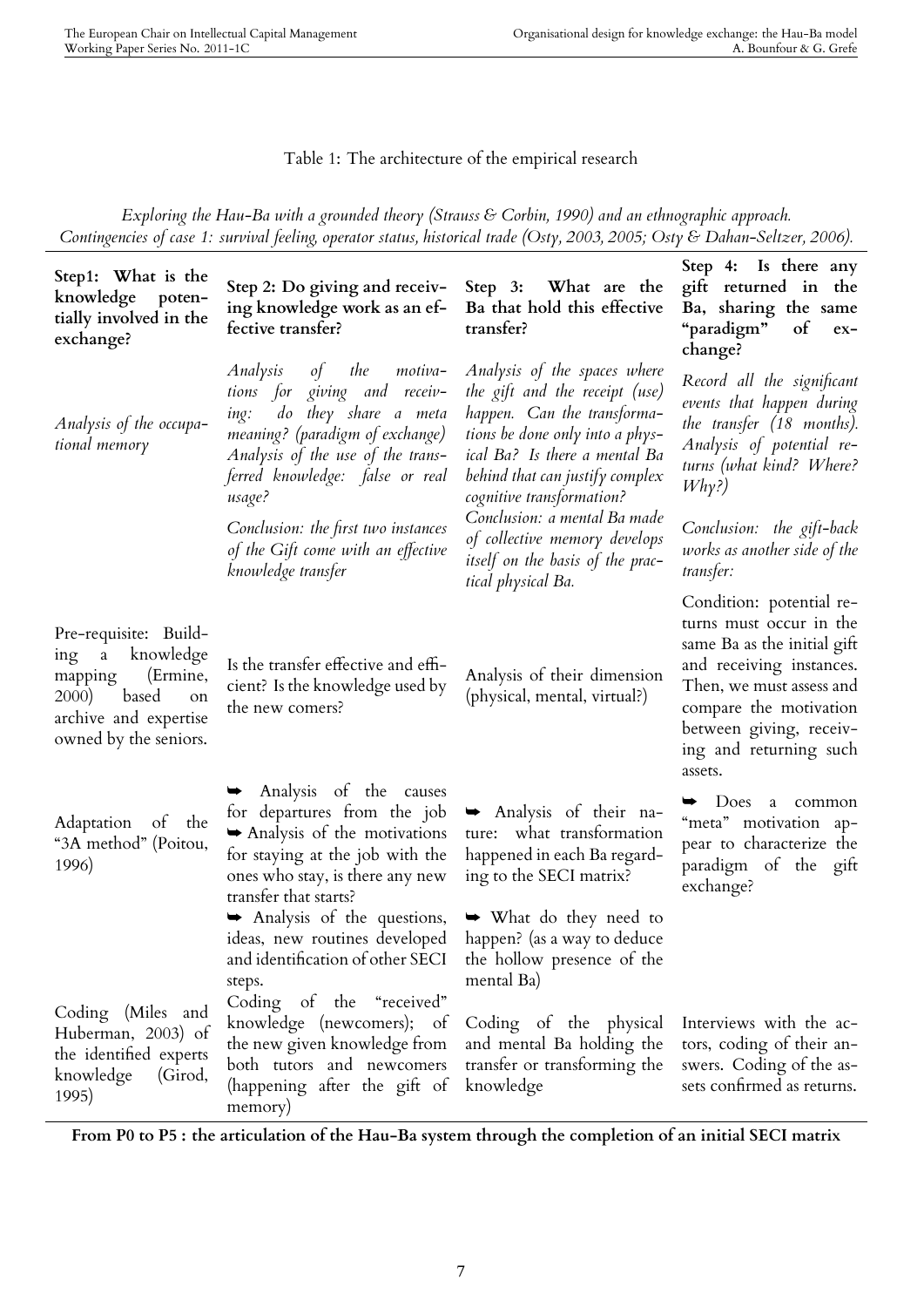Table 1: The architecture of the empirical research

*Exploring the Hau-Ba with a grounded theory (Strauss & Corbin, 1990) and an ethnographic approach. Contingencies of case 1: survival feeling, operator status, historical trade (Osty, 2003, 2005; Osty & Dahan-Seltzer, 2006).*

| **Step1: What is the knowledge potentially involved in the exchange?** | **Step 2: Do giving and receiving knowledge work as an effective transfer?** | **Step 3: What are the Ba that hold this effective transfer?** | **Step 4: Is there any gift returned in the Ba, sharing the same "paradigm" of exchange?** |
|---|---|---|---|
| *Analysis of the occupational memory* | *Analysis of the motivations for giving and receiving: do they share a meta meaning? (paradigm of exchange) Analysis of the use of the transferred knowledge: false or real usage?* *Conclusion: the first two instances of the Gift come with an effective knowledge transfer* | *Analysis of the spaces where the gift and the receipt (use) happen. Can the transformations be done only into a physical Ba? Is there a mental Ba behind that can justify complex cognitive transformation?* *Conclusion: a mental Ba made of collective memory develops itself on the basis of the practical physical Ba.* | *Record all the significant events that happen during the transfer (18 months). Analysis of potential returns (what kind? Where? Why?)* *Conclusion: the gift-back works as another side of the transfer:* |
| Pre-requisite: Building a knowledge mapping (Ermine, 2000) based on archive and expertise owned by the seniors. | Is the transfer effective and efficient? Is the knowledge used by the new comers? | Analysis of their dimension (physical, mental, virtual?) | Condition: potential returns must occur in the same Ba as the initial gift and receiving instances. Then, we must assess and compare the motivation between giving, receiving and returning such assets. |
| Adaptation of the "3A method" (Poitou, 1996) | ➥ Analysis of the causes for departures from the job ➥ Analysis of the motivations for staying at the job with the ones who stay, is there any new transfer that starts? ➥ Analysis of the questions, ideas, new routines developed and identification of other SECI steps. | ➥ Analysis of their nature: what transformation happened in each Ba regarding to the SECI matrix? ➥ What do they need to happen? (as a way to deduce the hollow presence of the mental Ba) | ➥ Does a common "meta" motivation appear to characterize the paradigm of the gift exchange? |
| Coding (Miles and Huberman, 2003) of the identified experts knowledge (Girod, 1995) | Coding of the "received" knowledge (newcomers); of the new given knowledge from both tutors and newcomers (happening after the gift of memory) | Coding of the physical and mental Ba holding the transfer or transforming the knowledge | Interviews with the actors, coding of their answers. Coding of the assets confirmed as returns. |

**From P0 to P5 : the articulation of the Hau-Ba system through the completion of an initial SECI matrix**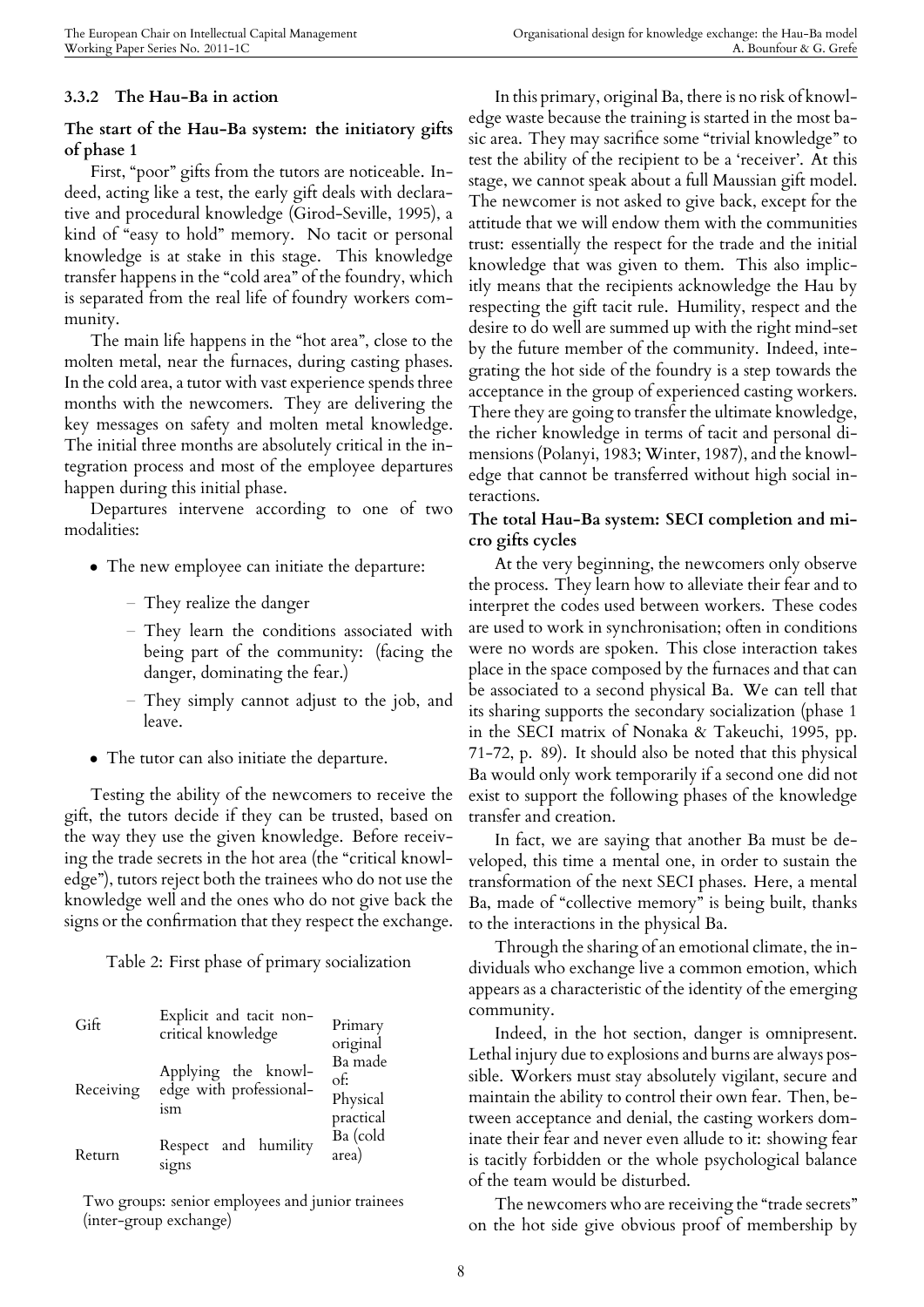### 3.3.2 The Hau-Ba in action

**The start of the Hau-Ba system: the initiatory gifts of phase 1**

First, "poor" gifts from the tutors are noticeable. Indeed, acting like a test, the early gift deals with declarative and procedural knowledge (Girod-Seville, 1995), a kind of "easy to hold" memory. No tacit or personal knowledge is at stake in this stage. This knowledge transfer happens in the "cold area" of the foundry, which is separated from the real life of foundry workers community.

The main life happens in the "hot area", close to the molten metal, near the furnaces, during casting phases. In the cold area, a tutor with vast experience spends three months with the newcomers. They are delivering the key messages on safety and molten metal knowledge. The initial three months are absolutely critical in the integration process and most of the employee departures happen during this initial phase.

Departures intervene according to one of two modalities:

- The new employee can initiate the departure:
  - They realize the danger
  - They learn the conditions associated with being part of the community: (facing the danger, dominating the fear.)
  - They simply cannot adjust to the job, and leave.
- The tutor can also initiate the departure.

Testing the ability of the newcomers to receive the gift, the tutors decide if they can be trusted, based on the way they use the given knowledge. Before receiving the trade secrets in the hot area (the "critical knowledge"), tutors reject both the trainees who do not use the knowledge well and the ones who do not give back the signs or the confirmation that they respect the exchange.

Table 2: First phase of primary socialization

| | | |
|---|---|---|
| Gift | Explicit and tacit non-critical knowledge | Primary original Ba made of: Physical practical Ba (cold area) |
| Receiving | Applying the knowledge with professionalism | |
| Return | Respect and humility signs | |

Two groups: senior employees and junior trainees (inter-group exchange)

In this primary, original Ba, there is no risk of knowledge waste because the training is started in the most basic area. They may sacrifice some "trivial knowledge" to test the ability of the recipient to be a 'receiver'. At this stage, we cannot speak about a full Maussian gift model. The newcomer is not asked to give back, except for the attitude that we will endow them with the communities trust: essentially the respect for the trade and the initial knowledge that was given to them. This also implicitly means that the recipients acknowledge the Hau by respecting the gift tacit rule. Humility, respect and the desire to do well are summed up with the right mind-set by the future member of the community. Indeed, integrating the hot side of the foundry is a step towards the acceptance in the group of experienced casting workers. There they are going to transfer the ultimate knowledge, the richer knowledge in terms of tacit and personal dimensions (Polanyi, 1983; Winter, 1987), and the knowledge that cannot be transferred without high social interactions.

**The total Hau-Ba system: SECI completion and micro gifts cycles**

At the very beginning, the newcomers only observe the process. They learn how to alleviate their fear and to interpret the codes used between workers. These codes are used to work in synchronisation; often in conditions were no words are spoken. This close interaction takes place in the space composed by the furnaces and that can be associated to a second physical Ba. We can tell that its sharing supports the secondary socialization (phase 1 in the SECI matrix of Nonaka & Takeuchi, 1995, pp. 71-72, p. 89). It should also be noted that this physical Ba would only work temporarily if a second one did not exist to support the following phases of the knowledge transfer and creation.

In fact, we are saying that another Ba must be developed, this time a mental one, in order to sustain the transformation of the next SECI phases. Here, a mental Ba, made of "collective memory" is being built, thanks to the interactions in the physical Ba.

Through the sharing of an emotional climate, the individuals who exchange live a common emotion, which appears as a characteristic of the identity of the emerging community.

Indeed, in the hot section, danger is omnipresent. Lethal injury due to explosions and burns are always possible. Workers must stay absolutely vigilant, secure and maintain the ability to control their own fear. Then, between acceptance and denial, the casting workers dominate their fear and never even allude to it: showing fear is tacitly forbidden or the whole psychological balance of the team would be disturbed.

The newcomers who are receiving the "trade secrets" on the hot side give obvious proof of membership by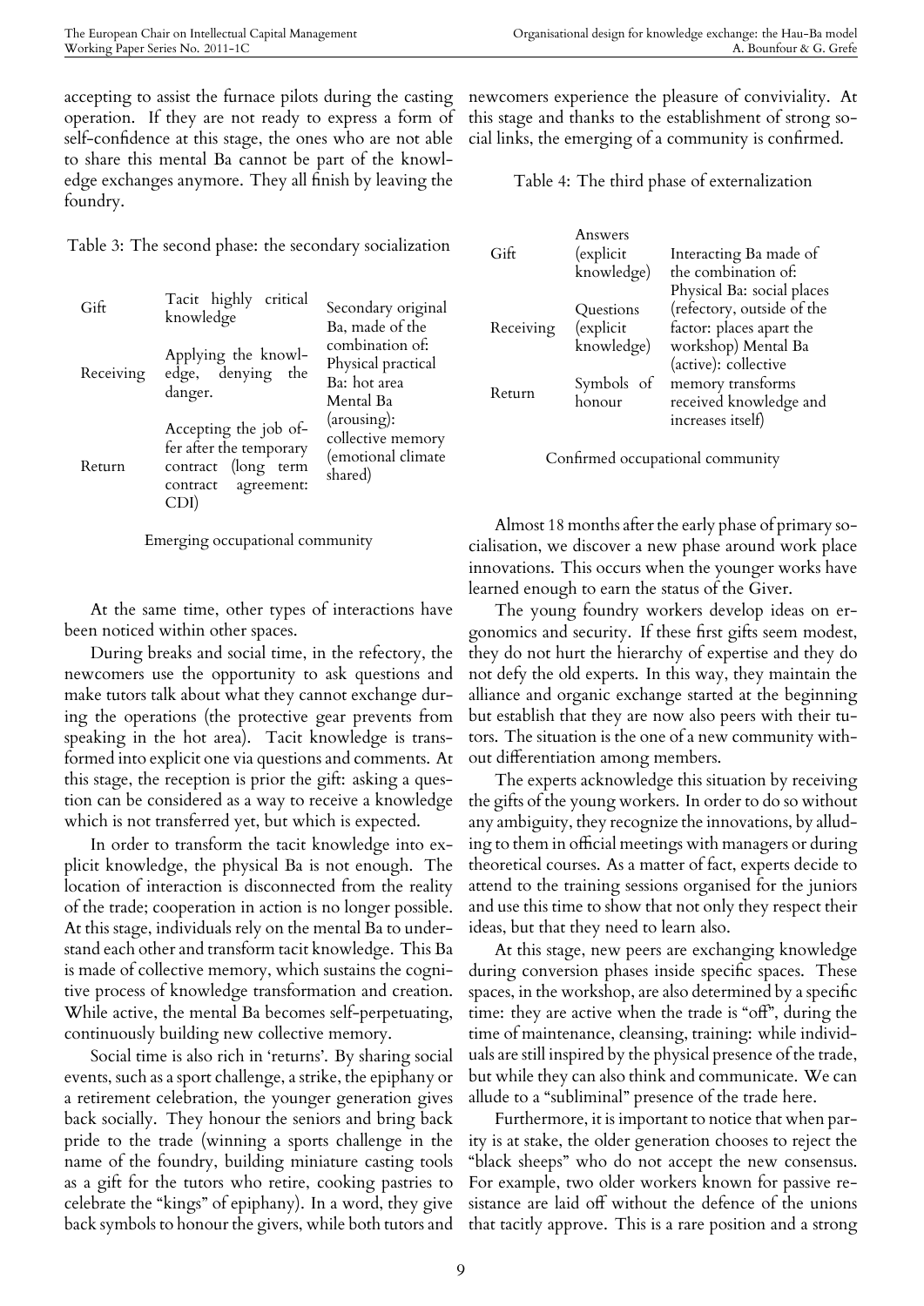accepting to assist the furnace pilots during the casting operation. If they are not ready to express a form of self-confidence at this stage, the ones who are not able to share this mental Ba cannot be part of the knowledge exchanges anymore. They all finish by leaving the foundry.

Table 3: The second phase: the secondary socialization

| | | |
|---|---|---|
| Gift | Tacit highly critical knowledge | Secondary original Ba, made of the combination of: Physical practical Ba: hot area Mental Ba (arousing): collective memory (emotional climate shared) |
| Receiving | Applying the knowledge, denying the danger. | |
| Return | Accepting the job offer after the temporary contract (long term contract agreement: CDI) | |

Emerging occupational community

At the same time, other types of interactions have been noticed within other spaces.

During breaks and social time, in the refectory, the newcomers use the opportunity to ask questions and make tutors talk about what they cannot exchange during the operations (the protective gear prevents from speaking in the hot area). Tacit knowledge is transformed into explicit one via questions and comments. At this stage, the reception is prior the gift: asking a question can be considered as a way to receive a knowledge which is not transferred yet, but which is expected.

In order to transform the tacit knowledge into explicit knowledge, the physical Ba is not enough. The location of interaction is disconnected from the reality of the trade; cooperation in action is no longer possible. At this stage, individuals rely on the mental Ba to understand each other and transform tacit knowledge. This Ba is made of collective memory, which sustains the cognitive process of knowledge transformation and creation. While active, the mental Ba becomes self-perpetuating, continuously building new collective memory.

Social time is also rich in 'returns'. By sharing social events, such as a sport challenge, a strike, the epiphany or a retirement celebration, the younger generation gives back socially. They honour the seniors and bring back pride to the trade (winning a sports challenge in the name of the foundry, building miniature casting tools as a gift for the tutors who retire, cooking pastries to celebrate the "kings" of epiphany). In a word, they give back symbols to honour the givers, while both tutors and newcomers experience the pleasure of conviviality. At this stage and thanks to the establishment of strong social links, the emerging of a community is confirmed.

Table 4: The third phase of externalization

| | | |
|---|---|---|
| Gift | Answers (explicit knowledge) | Interacting Ba made of the combination of: Physical Ba: social places (refectory, outside of the factor: places apart the workshop) Mental Ba (active): collective memory transforms received knowledge and increases itself) |
| Receiving | Questions (explicit knowledge) | |
| Return | Symbols of honour | |

Confirmed occupational community

Almost 18 months after the early phase of primary socialisation, we discover a new phase around work place innovations. This occurs when the younger works have learned enough to earn the status of the Giver.

The young foundry workers develop ideas on ergonomics and security. If these first gifts seem modest, they do not hurt the hierarchy of expertise and they do not defy the old experts. In this way, they maintain the alliance and organic exchange started at the beginning but establish that they are now also peers with their tutors. The situation is the one of a new community without differentiation among members.

The experts acknowledge this situation by receiving the gifts of the young workers. In order to do so without any ambiguity, they recognize the innovations, by alluding to them in official meetings with managers or during theoretical courses. As a matter of fact, experts decide to attend to the training sessions organised for the juniors and use this time to show that not only they respect their ideas, but that they need to learn also.

At this stage, new peers are exchanging knowledge during conversion phases inside specific spaces. These spaces, in the workshop, are also determined by a specific time: they are active when the trade is "off", during the time of maintenance, cleansing, training: while individuals are still inspired by the physical presence of the trade, but while they can also think and communicate. We can allude to a "subliminal" presence of the trade here.

Furthermore, it is important to notice that when parity is at stake, the older generation chooses to reject the "black sheeps" who do not accept the new consensus. For example, two older workers known for passive resistance are laid off without the defence of the unions that tacitly approve. This is a rare position and a strong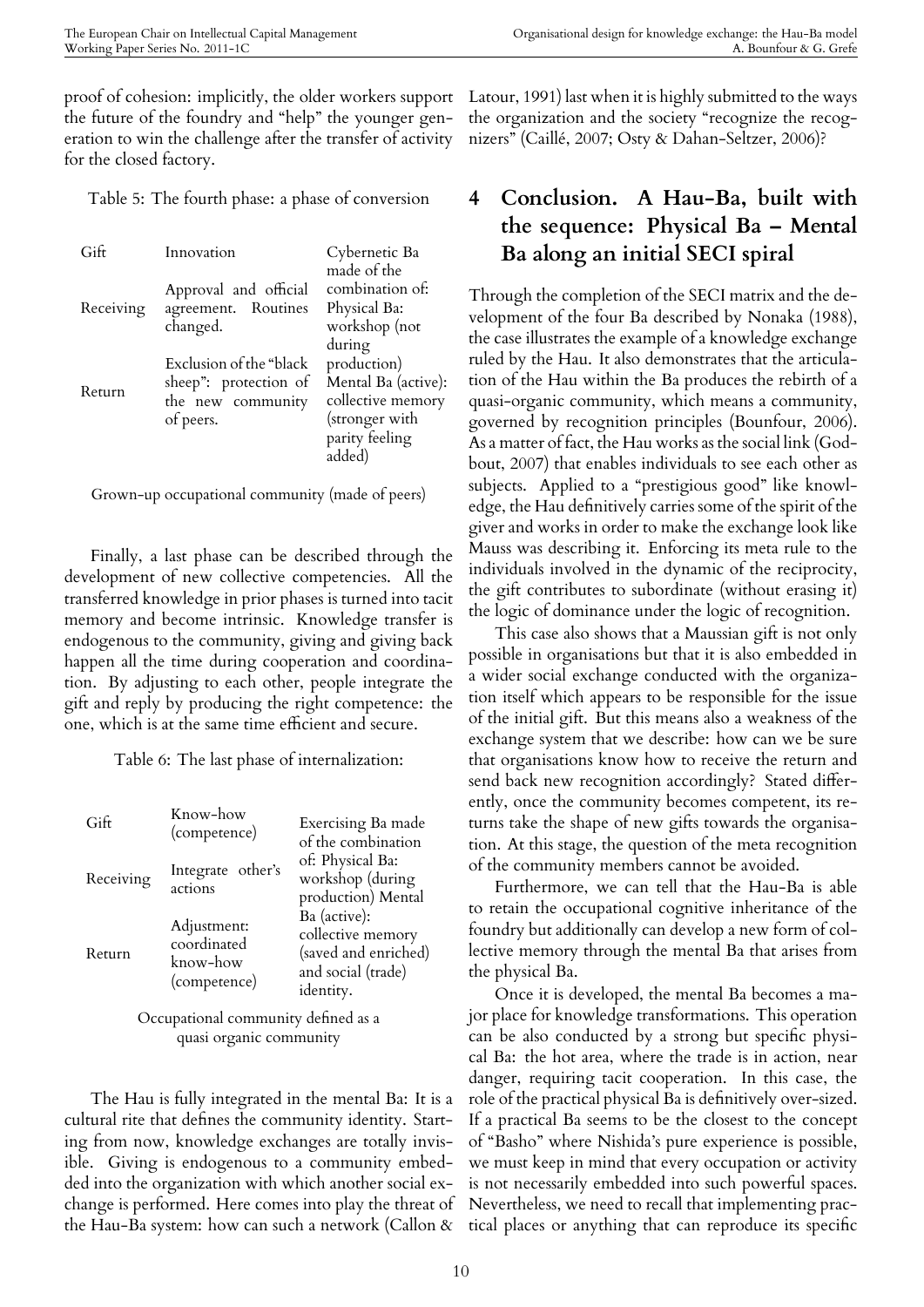proof of cohesion: implicitly, the older workers support the future of the foundry and "help" the younger generation to win the challenge after the transfer of activity for the closed factory.

Table 5: The fourth phase: a phase of conversion

| | | |
|---|---|---|
| Gift | Innovation | Cybernetic Ba made of the combination of: Physical Ba: workshop (not during production) Mental Ba (active): collective memory (stronger with parity feeling added) |
| Receiving | Approval and official agreement. Routines changed. | |
| Return | Exclusion of the "black sheep": protection of the new community of peers. | |

Grown-up occupational community (made of peers)

Finally, a last phase can be described through the development of new collective competencies. All the transferred knowledge in prior phases is turned into tacit memory and become intrinsic. Knowledge transfer is endogenous to the community, giving and giving back happen all the time during cooperation and coordination. By adjusting to each other, people integrate the gift and reply by producing the right competence: the one, which is at the same time efficient and secure.

Table 6: The last phase of internalization:

| | | |
|---|---|---|
| Gift | Know-how (competence) | Exercising Ba made of the combination of: Physical Ba: workshop (during production) Mental Ba (active): collective memory (saved and enriched) and social (trade) identity. |
| Receiving | Integrate other's actions | |
| Return | Adjustment: coordinated know-how (competence) | |

Occupational community defined as a quasi organic community

The Hau is fully integrated in the mental Ba: It is a cultural rite that defines the community identity. Starting from now, knowledge exchanges are totally invisible. Giving is endogenous to a community embedded into the organization with which another social exchange is performed. Here comes into play the threat of the Hau-Ba system: how can such a network (Callon & Latour, 1991) last when it is highly submitted to the ways the organization and the society "recognize the recognizers" (Caillé, 2007; Osty & Dahan-Seltzer, 2006)?

# 4 Conclusion. A Hau-Ba, built with the sequence: Physical Ba – Mental Ba along an initial SECI spiral

Through the completion of the SECI matrix and the development of the four Ba described by Nonaka (1988), the case illustrates the example of a knowledge exchange ruled by the Hau. It also demonstrates that the articulation of the Hau within the Ba produces the rebirth of a quasi-organic community, which means a community, governed by recognition principles (Bounfour, 2006). As a matter of fact, the Hau works as the social link (Godbout, 2007) that enables individuals to see each other as subjects. Applied to a "prestigious good" like knowledge, the Hau definitively carries some of the spirit of the giver and works in order to make the exchange look like Mauss was describing it. Enforcing its meta rule to the individuals involved in the dynamic of the reciprocity, the gift contributes to subordinate (without erasing it) the logic of dominance under the logic of recognition.

This case also shows that a Maussian gift is not only possible in organisations but that it is also embedded in a wider social exchange conducted with the organization itself which appears to be responsible for the issue of the initial gift. But this means also a weakness of the exchange system that we describe: how can we be sure that organisations know how to receive the return and send back new recognition accordingly? Stated differently, once the community becomes competent, its returns take the shape of new gifts towards the organisation. At this stage, the question of the meta recognition of the community members cannot be avoided.

Furthermore, we can tell that the Hau-Ba is able to retain the occupational cognitive inheritance of the foundry but additionally can develop a new form of collective memory through the mental Ba that arises from the physical Ba.

Once it is developed, the mental Ba becomes a major place for knowledge transformations. This operation can be also conducted by a strong but specific physical Ba: the hot area, where the trade is in action, near danger, requiring tacit cooperation. In this case, the role of the practical physical Ba is definitively over-sized. If a practical Ba seems to be the closest to the concept of "Basho" where Nishida's pure experience is possible, we must keep in mind that every occupation or activity is not necessarily embedded into such powerful spaces. Nevertheless, we need to recall that implementing practical places or anything that can reproduce its specific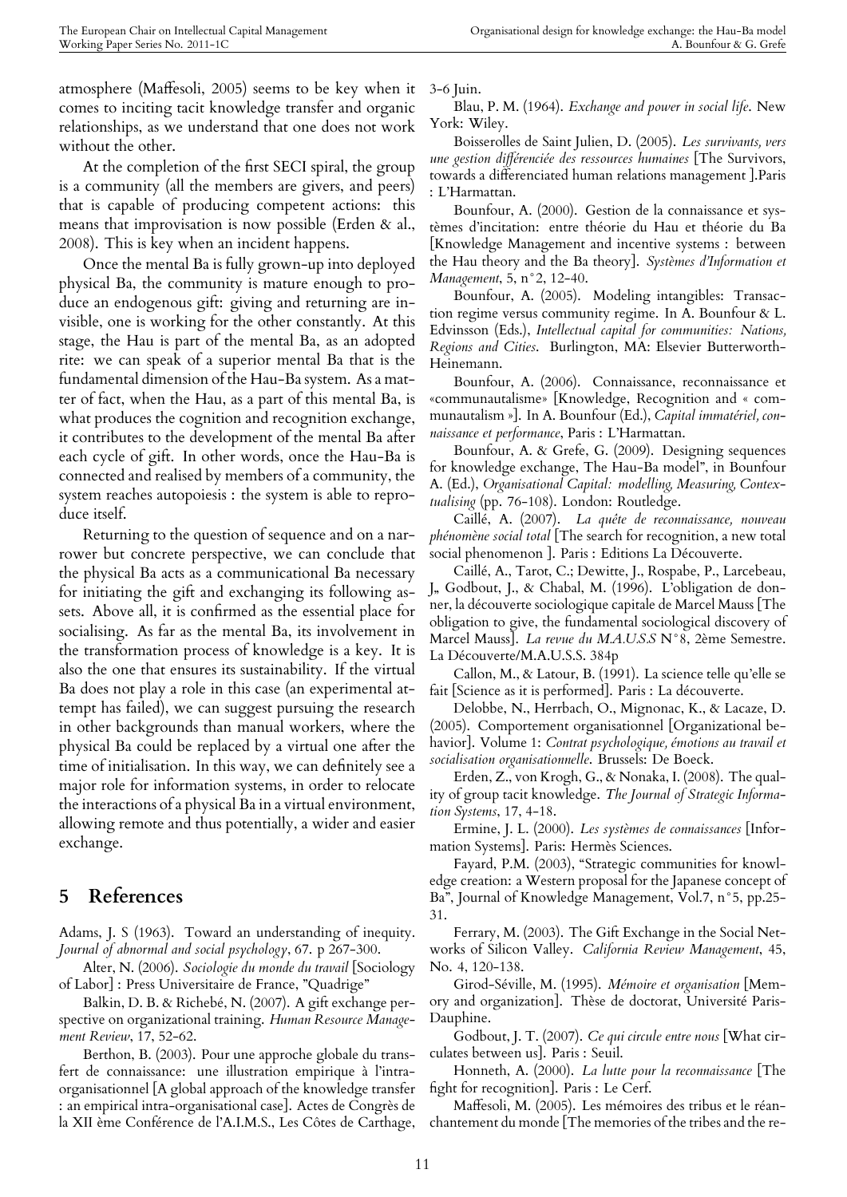atmosphere (Maffesoli, 2005) seems to be key when it comes to inciting tacit knowledge transfer and organic relationships, as we understand that one does not work without the other.

At the completion of the first SECI spiral, the group is a community (all the members are givers, and peers) that is capable of producing competent actions: this means that improvisation is now possible (Erden & al., 2008). This is key when an incident happens.

Once the mental Ba is fully grown-up into deployed physical Ba, the community is mature enough to produce an endogenous gift: giving and returning are invisible, one is working for the other constantly. At this stage, the Hau is part of the mental Ba, as an adopted rite: we can speak of a superior mental Ba that is the fundamental dimension of the Hau-Ba system. As a matter of fact, when the Hau, as a part of this mental Ba, is what produces the cognition and recognition exchange, it contributes to the development of the mental Ba after each cycle of gift. In other words, once the Hau-Ba is connected and realised by members of a community, the system reaches autopoiesis : the system is able to reproduce itself.

Returning to the question of sequence and on a narrower but concrete perspective, we can conclude that the physical Ba acts as a communicational Ba necessary for initiating the gift and exchanging its following assets. Above all, it is confirmed as the essential place for socialising. As far as the mental Ba, its involvement in the transformation process of knowledge is a key. It is also the one that ensures its sustainability. If the virtual Ba does not play a role in this case (an experimental attempt has failed), we can suggest pursuing the research in other backgrounds than manual workers, where the physical Ba could be replaced by a virtual one after the time of initialisation. In this way, we can definitely see a major role for information systems, in order to relocate the interactions of a physical Ba in a virtual environment, allowing remote and thus potentially, a wider and easier exchange.

## 5 References

Adams, J. S (1963). Toward an understanding of inequity. *Journal of abnormal and social psychology*, 67. p 267-300.

Alter, N. (2006). *Sociologie du monde du travail* [Sociology of Labor] : Press Universitaire de France, "Quadrige"

Balkin, D. B. & Richebé, N. (2007). A gift exchange perspective on organizational training. *Human Resource Management Review*, 17, 52-62.

Berthon, B. (2003). Pour une approche globale du transfert de connaissance: une illustration empirique à l'intra-organisationnel [A global approach of the knowledge transfer : an empirical intra-organisational case]. Actes de Congrès de la XII ème Conférence de l'A.I.M.S., Les Côtes de Carthage, 3-6 Juin.

Blau, P. M. (1964). *Exchange and power in social life*. New York: Wiley.

Boisserolles de Saint Julien, D. (2005). *Les survivants, vers une gestion différenciée des ressources humaines* [The Survivors, towards a differenciated human relations management ].Paris : L'Harmattan.

Bounfour, A. (2000). Gestion de la connaissance et systèmes d'incitation: entre théorie du Hau et théorie du Ba [Knowledge Management and incentive systems : between the Hau theory and the Ba theory]. *Systèmes d'Information et Management*, 5, n°2, 12-40.

Bounfour, A. (2005). Modeling intangibles: Transaction regime versus community regime. In A. Bounfour & L. Edvinsson (Eds.), *Intellectual capital for communities: Nations, Regions and Cities*. Burlington, MA: Elsevier Butterworth-Heinemann.

Bounfour, A. (2006). Connaissance, reconnaissance et «communautalisme» [Knowledge, Recognition and « communautalism »]. In A. Bounfour (Ed.), *Capital immatériel, connaissance et performance*, Paris : L'Harmattan.

Bounfour, A. & Grefe, G. (2009). Designing sequences for knowledge exchange, The Hau-Ba model", in Bounfour A. (Ed.), *Organisational Capital: modelling, Measuring, Contextualising* (pp. 76-108). London: Routledge.

Caillé, A. (2007). *La quête de reconnaissance, nouveau phénomène social total* [The search for recognition, a new total social phenomenon ]. Paris : Editions La Découverte.

Caillé, A., Tarot, C.; Dewitte, J., Rospabe, P., Larcebeau, J., Godbout, J., & Chabal, M. (1996). L'obligation de donner, la découverte sociologique capitale de Marcel Mauss [The obligation to give, the fundamental sociological discovery of Marcel Mauss]. *La revue du M.A.U.S.S* N°8, 2ème Semestre. La Découverte/M.A.U.S.S. 384p

Callon, M., & Latour, B. (1991). La science telle qu'elle se fait [Science as it is performed]. Paris : La découverte.

Delobbe, N., Herrbach, O., Mignonac, K., & Lacaze, D. (2005). Comportement organisationnel [Organizational behavior]. Volume 1: *Contrat psychologique, émotions au travail et socialisation organisationnelle*. Brussels: De Boeck.

Erden, Z., von Krogh, G., & Nonaka, I. (2008). The quality of group tacit knowledge. *The Journal of Strategic Information Systems*, 17, 4-18.

Ermine, J. L. (2000). *Les systèmes de connaissances* [Information Systems]. Paris: Hermès Sciences.

Fayard, P.M. (2003), "Strategic communities for knowledge creation: a Western proposal for the Japanese concept of Ba", Journal of Knowledge Management, Vol.7, n°5, pp.25-31.

Ferrary, M. (2003). The Gift Exchange in the Social Networks of Silicon Valley. *California Review Management*, 45, No. 4, 120-138.

Girod-Séville, M. (1995). *Mémoire et organisation* [Memory and organization]. Thèse de doctorat, Université Paris-Dauphine.

Godbout, J. T. (2007). *Ce qui circule entre nous* [What circulates between us]. Paris : Seuil.

Honneth, A. (2000). *La lutte pour la reconnaissance* [The fight for recognition]. Paris : Le Cerf.

Maffesoli, M. (2005). Les mémoires des tribus et le réenchantement du monde [The memories of the tribes and the re-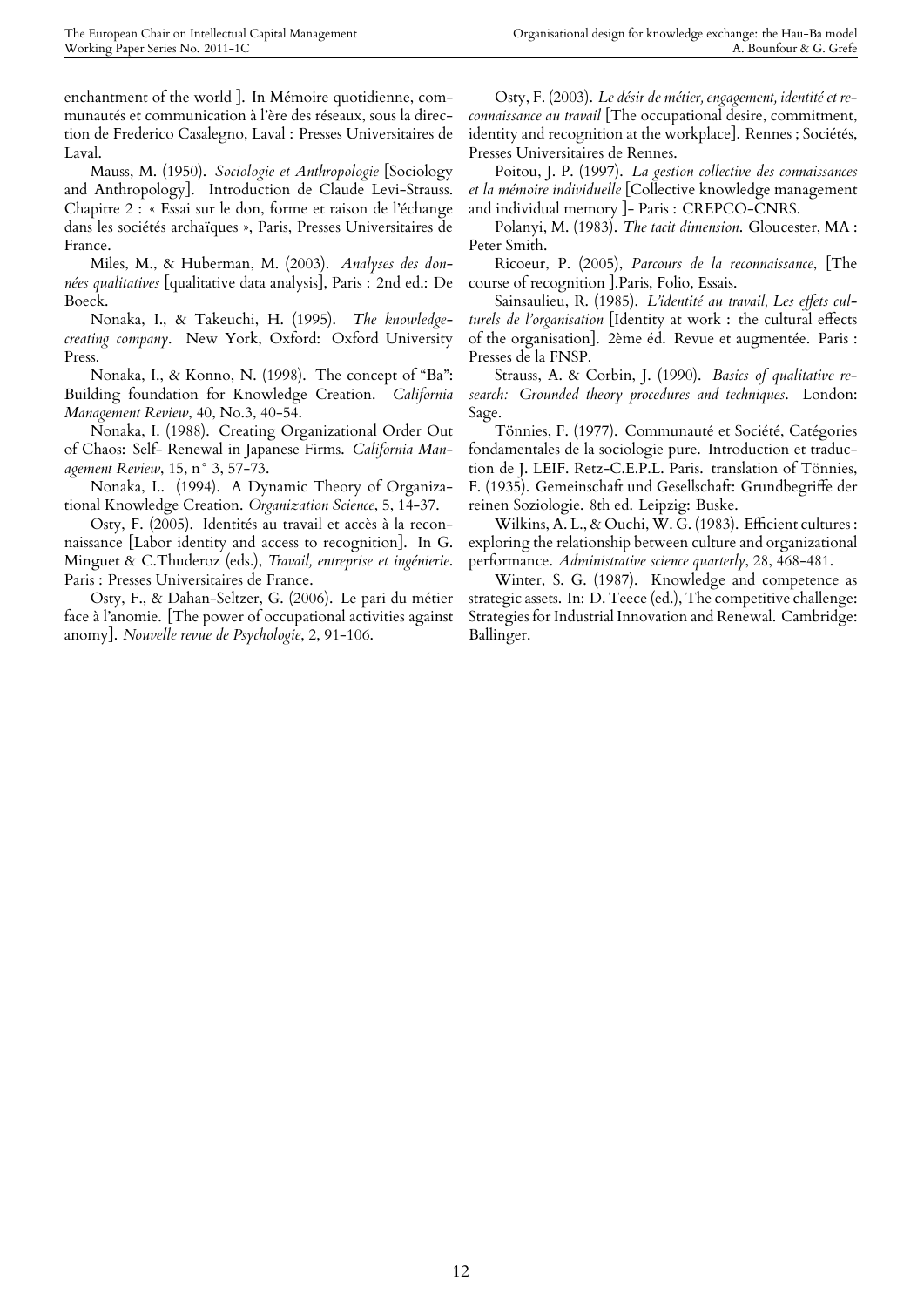enchantment of the world ]. In Mémoire quotidienne, communautés et communication à l'ère des réseaux, sous la direction de Frederico Casalegno, Laval : Presses Universitaires de Laval.

Mauss, M. (1950). *Sociologie et Anthropologie* [Sociology and Anthropology]. Introduction de Claude Levi-Strauss. Chapitre 2 : « Essai sur le don, forme et raison de l'échange dans les sociétés archaïques », Paris, Presses Universitaires de France.

Miles, M., & Huberman, M. (2003). *Analyses des données qualitatives* [qualitative data analysis], Paris : 2nd ed.: De Boeck.

Nonaka, I., & Takeuchi, H. (1995). *The knowledge-creating company*. New York, Oxford: Oxford University Press.

Nonaka, I., & Konno, N. (1998). The concept of "Ba": Building foundation for Knowledge Creation. *California Management Review*, 40, No.3, 40-54.

Nonaka, I. (1988). Creating Organizational Order Out of Chaos: Self- Renewal in Japanese Firms. *California Management Review*, 15, n° 3, 57-73.

Nonaka, I.. (1994). A Dynamic Theory of Organizational Knowledge Creation. *Organization Science*, 5, 14-37.

Osty, F. (2005). Identités au travail et accès à la reconnaissance [Labor identity and access to recognition]. In G. Minguet & C.Thuderoz (eds.), *Travail, entreprise et ingénierie*. Paris : Presses Universitaires de France.

Osty, F., & Dahan-Seltzer, G. (2006). Le pari du métier face à l'anomie. [The power of occupational activities against anomy]. *Nouvelle revue de Psychologie*, 2, 91-106.

Osty, F. (2003). *Le désir de métier, engagement, identité et reconnaissance au travail* [The occupational desire, commitment, identity and recognition at the workplace]. Rennes ; Sociétés, Presses Universitaires de Rennes.

Poitou, J. P. (1997). *La gestion collective des connaissances et la mémoire individuelle* [Collective knowledge management and individual memory ]- Paris : CREPCO-CNRS.

Polanyi, M. (1983). *The tacit dimension*. Gloucester, MA : Peter Smith.

Ricoeur, P. (2005), *Parcours de la reconnaissance*, [The course of recognition ].Paris, Folio, Essais.

Sainsaulieu, R. (1985). *L'identité au travail, Les effets culturels de l'organisation* [Identity at work : the cultural effects of the organisation]. 2ème éd. Revue et augmentée. Paris : Presses de la FNSP.

Strauss, A. & Corbin, J. (1990). *Basics of qualitative research: Grounded theory procedures and techniques*. London: Sage.

Tönnies, F. (1977). Communauté et Société, Catégories fondamentales de la sociologie pure. Introduction et traduction de J. LEIF. Retz-C.E.P.L. Paris. translation of Tönnies, F. (1935). Gemeinschaft und Gesellschaft: Grundbegriffe der reinen Soziologie. 8th ed. Leipzig: Buske.

Wilkins, A. L., & Ouchi, W. G. (1983). Efficient cultures : exploring the relationship between culture and organizational performance. *Administrative science quarterly*, 28, 468-481.

Winter, S. G. (1987). Knowledge and competence as strategic assets. In: D. Teece (ed.), The competitive challenge: Strategies for Industrial Innovation and Renewal. Cambridge: Ballinger.